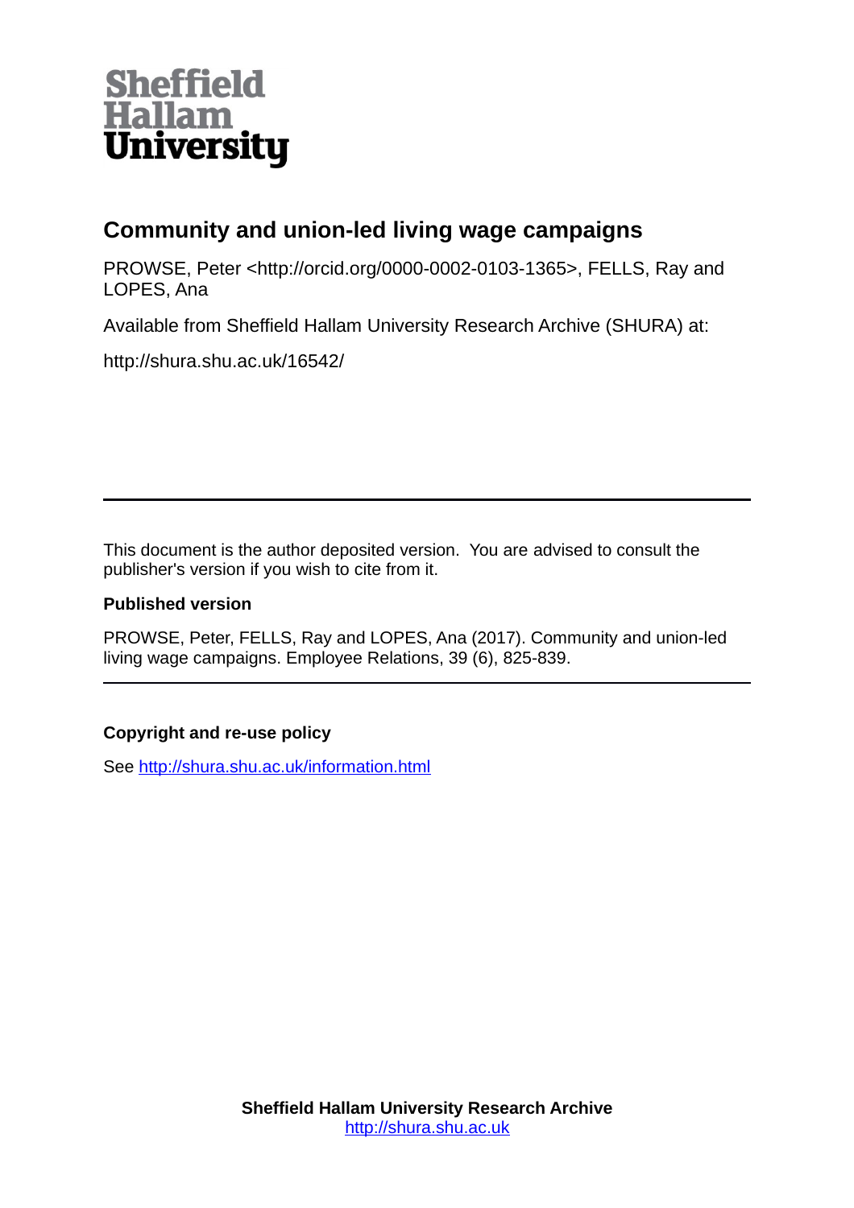Sheffield Hallam University

# Community and union-led living wage campaigns

PROWSE, Peter <http://orcid.org/0000-0002-0103-1365>, FELLS, Ray and LOPES, Ana

Available from Sheffield Hallam University Research Archive (SHURA) at:

http://shura.shu.ac.uk/16542/

---

This document is the author deposited version. You are advised to consult the publisher's version if you wish to cite from it.

**Published version**

PROWSE, Peter, FELLS, Ray and LOPES, Ana (2017). Community and union-led living wage campaigns. Employee Relations, 39 (6), 825-839.

---

**Copyright and re-use policy**

See http://shura.shu.ac.uk/information.html

**Sheffield Hallam University Research Archive**
http://shura.shu.ac.uk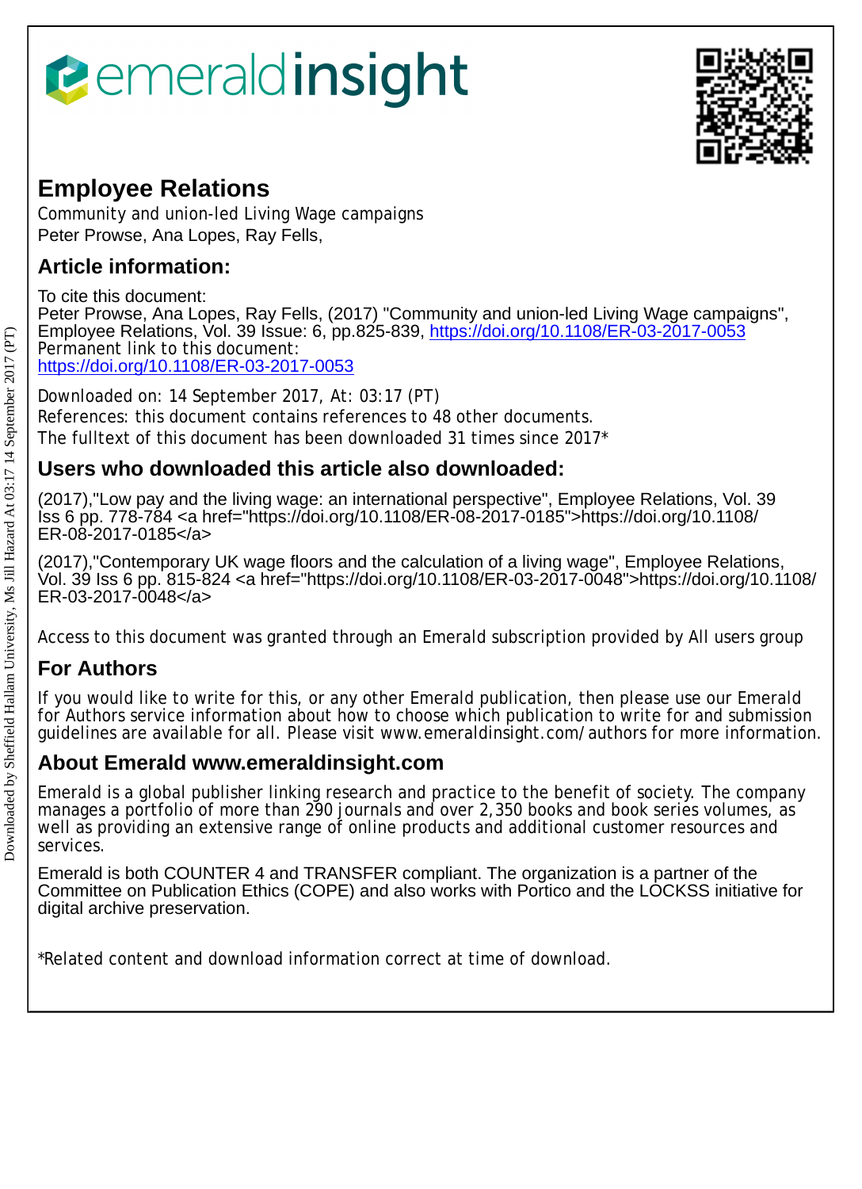# Employee Relations

Community and union-led Living Wage campaigns

Peter Prowse, Ana Lopes, Ray Fells,

## Article information:

To cite this document:

Peter Prowse, Ana Lopes, Ray Fells, (2017) "Community and union-led Living Wage campaigns", Employee Relations, Vol. 39 Issue: 6, pp.825-839, https://doi.org/10.1108/ER-03-2017-0053

Permanent link to this document:

https://doi.org/10.1108/ER-03-2017-0053

Downloaded on: 14 September 2017, At: 03:17 (PT)

References: this document contains references to 48 other documents.

The fulltext of this document has been downloaded 31 times since 2017*

## Users who downloaded this article also downloaded:

(2017),"Low pay and the living wage: an international perspective", Employee Relations, Vol. 39 Iss 6 pp. 778-784 <a href="https://doi.org/10.1108/ER-08-2017-0185">https://doi.org/10.1108/ER-08-2017-0185</a>

(2017),"Contemporary UK wage floors and the calculation of a living wage", Employee Relations, Vol. 39 Iss 6 pp. 815-824 <a href="https://doi.org/10.1108/ER-03-2017-0048">https://doi.org/10.1108/ER-03-2017-0048</a>

Access to this document was granted through an Emerald subscription provided by All users group

## For Authors

If you would like to write for this, or any other Emerald publication, then please use our Emerald for Authors service information about how to choose which publication to write for and submission guidelines are available for all. Please visit www.emeraldinsight.com/authors for more information.

## About Emerald www.emeraldinsight.com

Emerald is a global publisher linking research and practice to the benefit of society. The company manages a portfolio of more than 290 journals and over 2,350 books and book series volumes, as well as providing an extensive range of online products and additional customer resources and services.

Emerald is both COUNTER 4 and TRANSFER compliant. The organization is a partner of the Committee on Publication Ethics (COPE) and also works with Portico and the LOCKSS initiative for digital archive preservation.

*Related content and download information correct at time of download.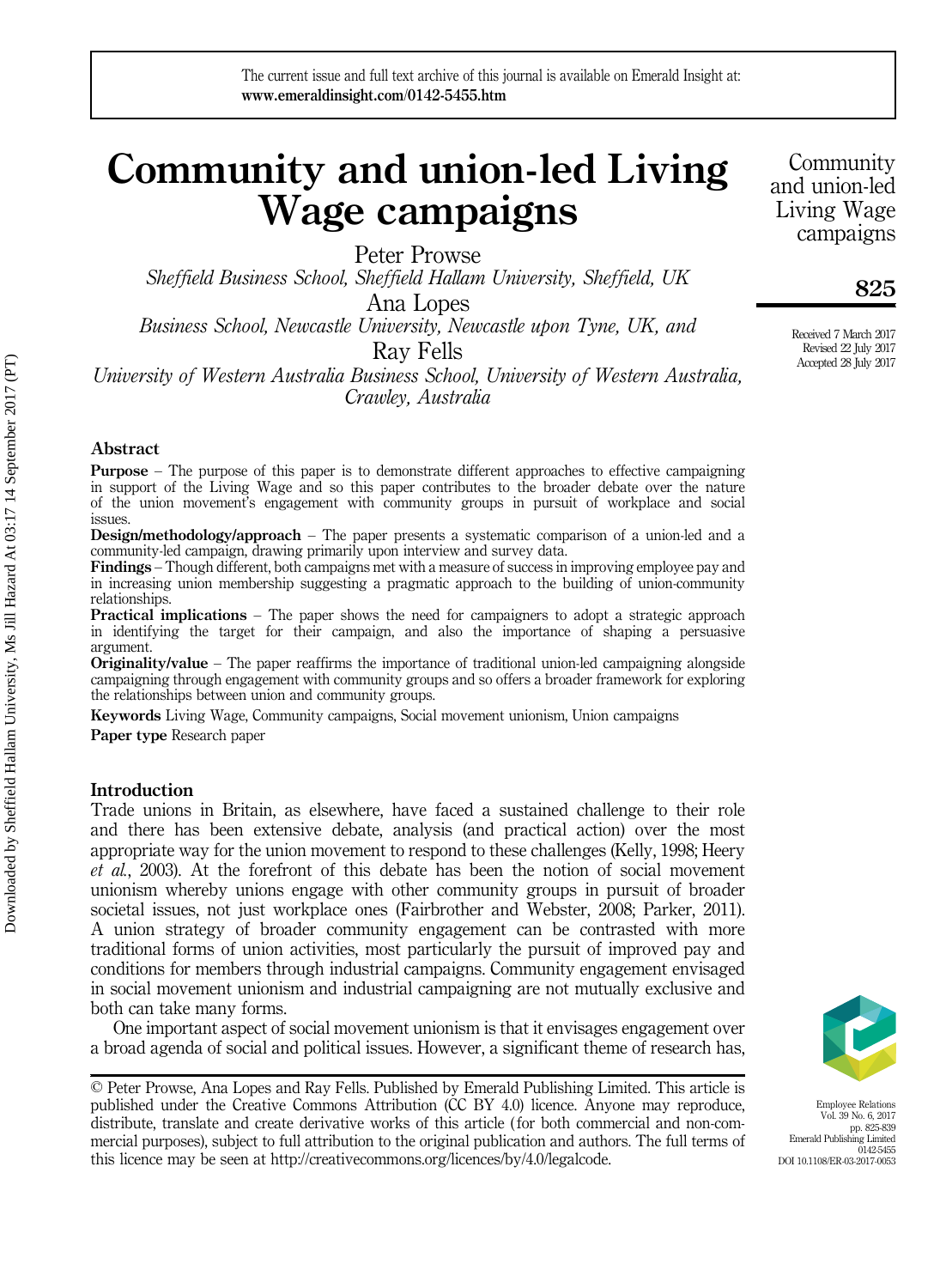# Community and union-led Living Wage campaigns

Peter Prowse

*Sheffield Business School, Sheffield Hallam University, Sheffield, UK*

Ana Lopes

*Business School, Newcastle University, Newcastle upon Tyne, UK, and*

Ray Fells

*University of Western Australia Business School, University of Western Australia, Crawley, Australia*

Received 7 March 2017
Revised 22 July 2017
Accepted 28 July 2017

## Abstract

**Purpose** – The purpose of this paper is to demonstrate different approaches to effective campaigning in support of the Living Wage and so this paper contributes to the broader debate over the nature of the union movement's engagement with community groups in pursuit of workplace and social issues.

**Design/methodology/approach** – The paper presents a systematic comparison of a union-led and a community-led campaign, drawing primarily upon interview and survey data.

**Findings** – Though different, both campaigns met with a measure of success in improving employee pay and in increasing union membership suggesting a pragmatic approach to the building of union-community relationships.

**Practical implications** – The paper shows the need for campaigners to adopt a strategic approach in identifying the target for their campaign, and also the importance of shaping a persuasive argument.

**Originality/value** – The paper reaffirms the importance of traditional union-led campaigning alongside campaigning through engagement with community groups and so offers a broader framework for exploring the relationships between union and community groups.

**Keywords** Living Wage, Community campaigns, Social movement unionism, Union campaigns

**Paper type** Research paper

## Introduction

Trade unions in Britain, as elsewhere, have faced a sustained challenge to their role and there has been extensive debate, analysis (and practical action) over the most appropriate way for the union movement to respond to these challenges (Kelly, 1998; Heery *et al.*, 2003). At the forefront of this debate has been the notion of social movement unionism whereby unions engage with other community groups in pursuit of broader societal issues, not just workplace ones (Fairbrother and Webster, 2008; Parker, 2011). A union strategy of broader community engagement can be contrasted with more traditional forms of union activities, most particularly the pursuit of improved pay and conditions for members through industrial campaigns. Community engagement envisaged in social movement unionism and industrial campaigning are not mutually exclusive and both can take many forms.

One important aspect of social movement unionism is that it envisages engagement over a broad agenda of social and political issues. However, a significant theme of research has,

© Peter Prowse, Ana Lopes and Ray Fells. Published by Emerald Publishing Limited. This article is published under the Creative Commons Attribution (CC BY 4.0) licence. Anyone may reproduce, distribute, translate and create derivative works of this article (for both commercial and non-commercial purposes), subject to full attribution to the original publication and authors. The full terms of this licence may be seen at http://creativecommons.org/licences/by/4.0/legalcode.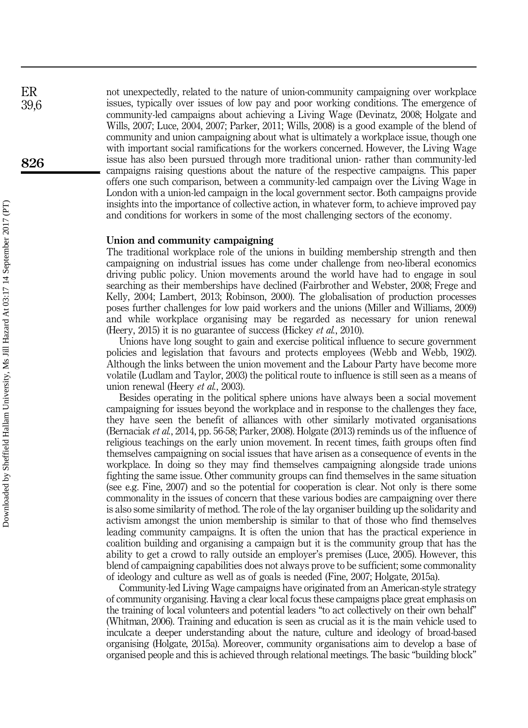not unexpectedly, related to the nature of union-community campaigning over workplace issues, typically over issues of low pay and poor working conditions. The emergence of community-led campaigns about achieving a Living Wage (Devinatz, 2008; Holgate and Wills, 2007; Luce, 2004, 2007; Parker, 2011; Wills, 2008) is a good example of the blend of community and union campaigning about what is ultimately a workplace issue, though one with important social ramifications for the workers concerned. However, the Living Wage issue has also been pursued through more traditional union- rather than community-led campaigns raising questions about the nature of the respective campaigns. This paper offers one such comparison, between a community-led campaign over the Living Wage in London with a union-led campaign in the local government sector. Both campaigns provide insights into the importance of collective action, in whatever form, to achieve improved pay and conditions for workers in some of the most challenging sectors of the economy.

## Union and community campaigning

The traditional workplace role of the unions in building membership strength and then campaigning on industrial issues has come under challenge from neo-liberal economics driving public policy. Union movements around the world have had to engage in soul searching as their memberships have declined (Fairbrother and Webster, 2008; Frege and Kelly, 2004; Lambert, 2013; Robinson, 2000). The globalisation of production processes poses further challenges for low paid workers and the unions (Miller and Williams, 2009) and while workplace organising may be regarded as necessary for union renewal (Heery, 2015) it is no guarantee of success (Hickey *et al.*, 2010).

Unions have long sought to gain and exercise political influence to secure government policies and legislation that favours and protects employees (Webb and Webb, 1902). Although the links between the union movement and the Labour Party have become more volatile (Ludlam and Taylor, 2003) the political route to influence is still seen as a means of union renewal (Heery *et al.*, 2003).

Besides operating in the political sphere unions have always been a social movement campaigning for issues beyond the workplace and in response to the challenges they face, they have seen the benefit of alliances with other similarly motivated organisations (Bernaciak *et al.*, 2014, pp. 56-58; Parker, 2008). Holgate (2013) reminds us of the influence of religious teachings on the early union movement. In recent times, faith groups often find themselves campaigning on social issues that have arisen as a consequence of events in the workplace. In doing so they may find themselves campaigning alongside trade unions fighting the same issue. Other community groups can find themselves in the same situation (see e.g. Fine, 2007) and so the potential for cooperation is clear. Not only is there some commonality in the issues of concern that these various bodies are campaigning over there is also some similarity of method. The role of the lay organiser building up the solidarity and activism amongst the union membership is similar to that of those who find themselves leading community campaigns. It is often the union that has the practical experience in coalition building and organising a campaign but it is the community group that has the ability to get a crowd to rally outside an employer's premises (Luce, 2005). However, this blend of campaigning capabilities does not always prove to be sufficient; some commonality of ideology and culture as well as of goals is needed (Fine, 2007; Holgate, 2015a).

Community-led Living Wage campaigns have originated from an American-style strategy of community organising. Having a clear local focus these campaigns place great emphasis on the training of local volunteers and potential leaders "to act collectively on their own behalf" (Whitman, 2006). Training and education is seen as crucial as it is the main vehicle used to inculcate a deeper understanding about the nature, culture and ideology of broad-based organising (Holgate, 2015a). Moreover, community organisations aim to develop a base of organised people and this is achieved through relational meetings. The basic "building block"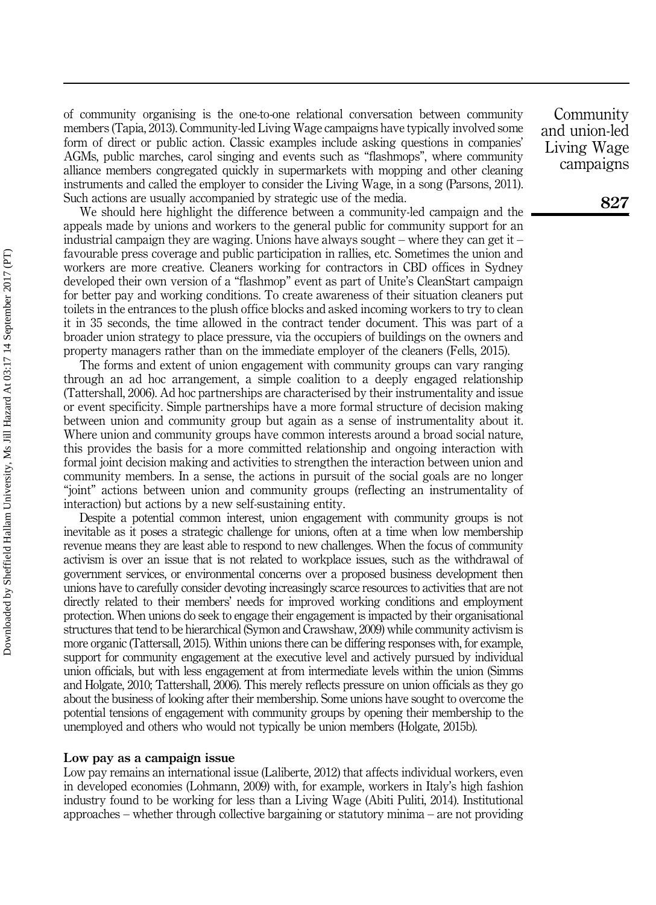of community organising is the one-to-one relational conversation between community members (Tapia, 2013). Community-led Living Wage campaigns have typically involved some form of direct or public action. Classic examples include asking questions in companies' AGMs, public marches, carol singing and events such as "flashmops", where community alliance members congregated quickly in supermarkets with mopping and other cleaning instruments and called the employer to consider the Living Wage, in a song (Parsons, 2011). Such actions are usually accompanied by strategic use of the media.

We should here highlight the difference between a community-led campaign and the appeals made by unions and workers to the general public for community support for an industrial campaign they are waging. Unions have always sought – where they can get it – favourable press coverage and public participation in rallies, etc. Sometimes the union and workers are more creative. Cleaners working for contractors in CBD offices in Sydney developed their own version of a "flashmop" event as part of Unite's CleanStart campaign for better pay and working conditions. To create awareness of their situation cleaners put toilets in the entrances to the plush office blocks and asked incoming workers to try to clean it in 35 seconds, the time allowed in the contract tender document. This was part of a broader union strategy to place pressure, via the occupiers of buildings on the owners and property managers rather than on the immediate employer of the cleaners (Fells, 2015).

The forms and extent of union engagement with community groups can vary ranging through an ad hoc arrangement, a simple coalition to a deeply engaged relationship (Tattershall, 2006). Ad hoc partnerships are characterised by their instrumentality and issue or event specificity. Simple partnerships have a more formal structure of decision making between union and community group but again as a sense of instrumentality about it. Where union and community groups have common interests around a broad social nature, this provides the basis for a more committed relationship and ongoing interaction with formal joint decision making and activities to strengthen the interaction between union and community members. In a sense, the actions in pursuit of the social goals are no longer "joint" actions between union and community groups (reflecting an instrumentality of interaction) but actions by a new self-sustaining entity.

Despite a potential common interest, union engagement with community groups is not inevitable as it poses a strategic challenge for unions, often at a time when low membership revenue means they are least able to respond to new challenges. When the focus of community activism is over an issue that is not related to workplace issues, such as the withdrawal of government services, or environmental concerns over a proposed business development then unions have to carefully consider devoting increasingly scarce resources to activities that are not directly related to their members' needs for improved working conditions and employment protection. When unions do seek to engage their engagement is impacted by their organisational structures that tend to be hierarchical (Symon and Crawshaw, 2009) while community activism is more organic (Tattersall, 2015). Within unions there can be differing responses with, for example, support for community engagement at the executive level and actively pursued by individual union officials, but with less engagement at from intermediate levels within the union (Simms and Holgate, 2010; Tattershall, 2006). This merely reflects pressure on union officials as they go about the business of looking after their membership. Some unions have sought to overcome the potential tensions of engagement with community groups by opening their membership to the unemployed and others who would not typically be union members (Holgate, 2015b).

## Low pay as a campaign issue

Low pay remains an international issue (Laliberte, 2012) that affects individual workers, even in developed economies (Lohmann, 2009) with, for example, workers in Italy's high fashion industry found to be working for less than a Living Wage (Abiti Puliti, 2014). Institutional approaches – whether through collective bargaining or statutory minima – are not providing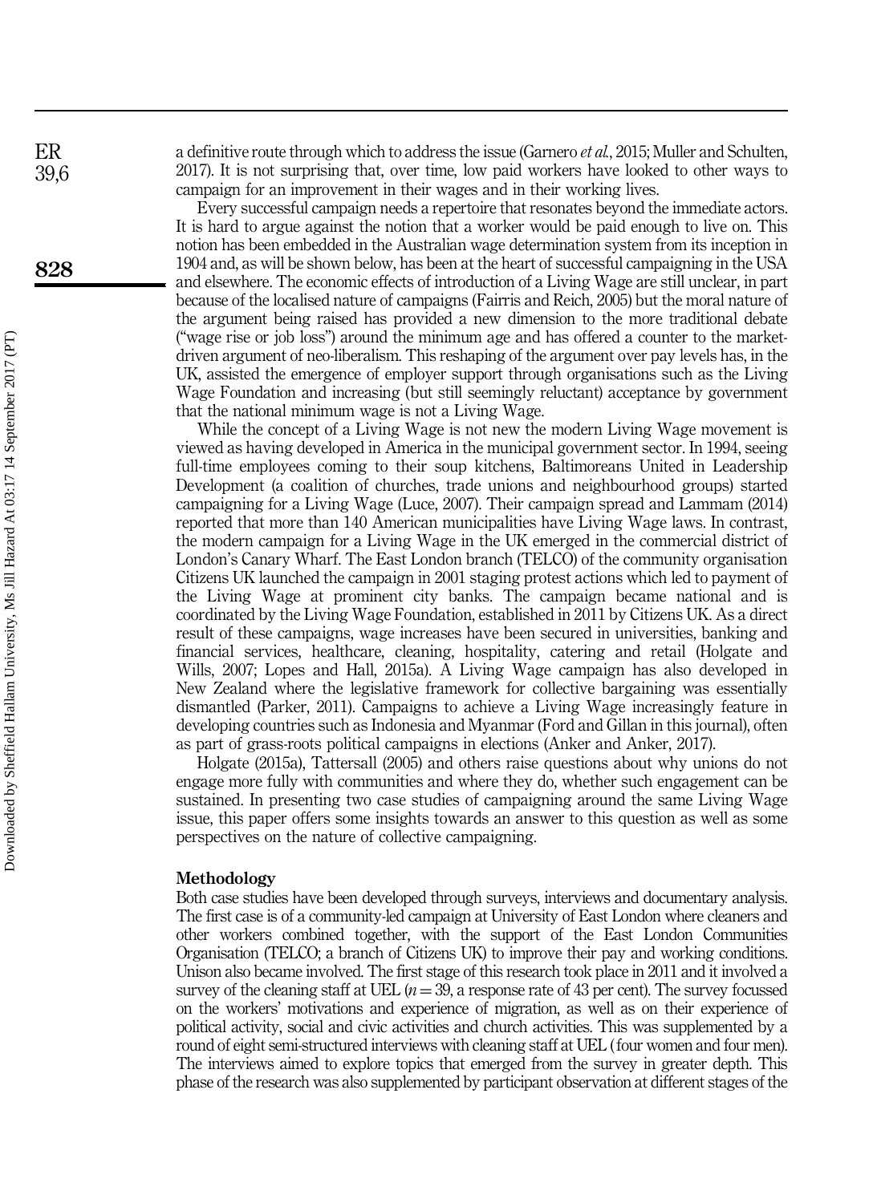a definitive route through which to address the issue (Garnero *et al.*, 2015; Muller and Schulten, 2017). It is not surprising that, over time, low paid workers have looked to other ways to campaign for an improvement in their wages and in their working lives.

Every successful campaign needs a repertoire that resonates beyond the immediate actors. It is hard to argue against the notion that a worker would be paid enough to live on. This notion has been embedded in the Australian wage determination system from its inception in 1904 and, as will be shown below, has been at the heart of successful campaigning in the USA and elsewhere. The economic effects of introduction of a Living Wage are still unclear, in part because of the localised nature of campaigns (Fairris and Reich, 2005) but the moral nature of the argument being raised has provided a new dimension to the more traditional debate ("wage rise or job loss") around the minimum age and has offered a counter to the market-driven argument of neo-liberalism. This reshaping of the argument over pay levels has, in the UK, assisted the emergence of employer support through organisations such as the Living Wage Foundation and increasing (but still seemingly reluctant) acceptance by government that the national minimum wage is not a Living Wage.

While the concept of a Living Wage is not new the modern Living Wage movement is viewed as having developed in America in the municipal government sector. In 1994, seeing full-time employees coming to their soup kitchens, Baltimoreans United in Leadership Development (a coalition of churches, trade unions and neighbourhood groups) started campaigning for a Living Wage (Luce, 2007). Their campaign spread and Lammam (2014) reported that more than 140 American municipalities have Living Wage laws. In contrast, the modern campaign for a Living Wage in the UK emerged in the commercial district of London's Canary Wharf. The East London branch (TELCO) of the community organisation Citizens UK launched the campaign in 2001 staging protest actions which led to payment of the Living Wage at prominent city banks. The campaign became national and is coordinated by the Living Wage Foundation, established in 2011 by Citizens UK. As a direct result of these campaigns, wage increases have been secured in universities, banking and financial services, healthcare, cleaning, hospitality, catering and retail (Holgate and Wills, 2007; Lopes and Hall, 2015a). A Living Wage campaign has also developed in New Zealand where the legislative framework for collective bargaining was essentially dismantled (Parker, 2011). Campaigns to achieve a Living Wage increasingly feature in developing countries such as Indonesia and Myanmar (Ford and Gillan in this journal), often as part of grass-roots political campaigns in elections (Anker and Anker, 2017).

Holgate (2015a), Tattersall (2005) and others raise questions about why unions do not engage more fully with communities and where they do, whether such engagement can be sustained. In presenting two case studies of campaigning around the same Living Wage issue, this paper offers some insights towards an answer to this question as well as some perspectives on the nature of collective campaigning.

## Methodology

Both case studies have been developed through surveys, interviews and documentary analysis. The first case is of a community-led campaign at University of East London where cleaners and other workers combined together, with the support of the East London Communities Organisation (TELCO; a branch of Citizens UK) to improve their pay and working conditions. Unison also became involved. The first stage of this research took place in 2011 and it involved a survey of the cleaning staff at UEL ($n = 39$, a response rate of 43 per cent). The survey focussed on the workers' motivations and experience of migration, as well as on their experience of political activity, social and civic activities and church activities. This was supplemented by a round of eight semi-structured interviews with cleaning staff at UEL (four women and four men). The interviews aimed to explore topics that emerged from the survey in greater depth. This phase of the research was also supplemented by participant observation at different stages of the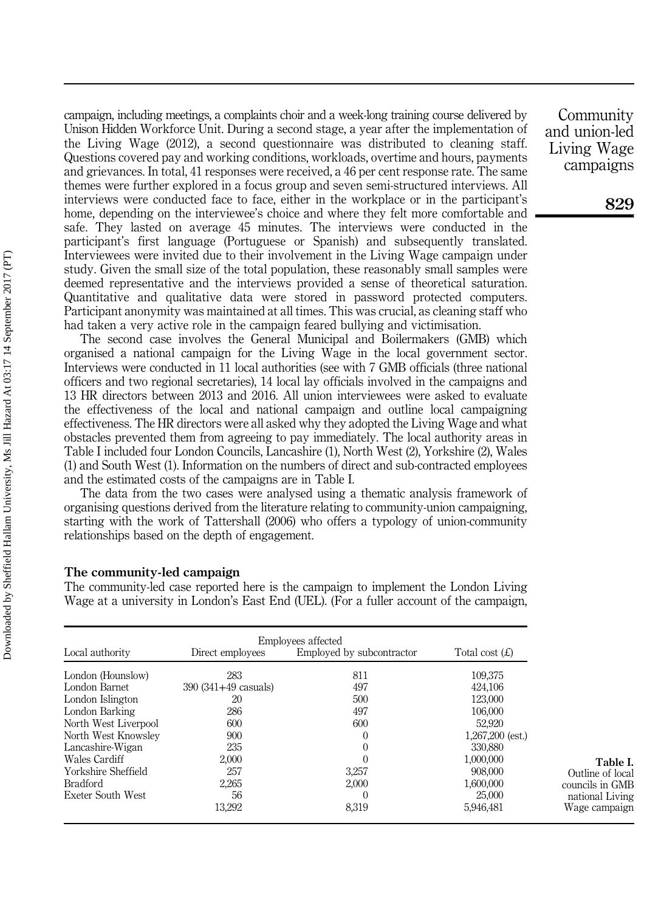campaign, including meetings, a complaints choir and a week-long training course delivered by Unison Hidden Workforce Unit. During a second stage, a year after the implementation of the Living Wage (2012), a second questionnaire was distributed to cleaning staff. Questions covered pay and working conditions, workloads, overtime and hours, payments and grievances. In total, 41 responses were received, a 46 per cent response rate. The same themes were further explored in a focus group and seven semi-structured interviews. All interviews were conducted face to face, either in the workplace or in the participant's home, depending on the interviewee's choice and where they felt more comfortable and safe. They lasted on average 45 minutes. The interviews were conducted in the participant's first language (Portuguese or Spanish) and subsequently translated. Interviewees were invited due to their involvement in the Living Wage campaign under study. Given the small size of the total population, these reasonably small samples were deemed representative and the interviews provided a sense of theoretical saturation. Quantitative and qualitative data were stored in password protected computers. Participant anonymity was maintained at all times. This was crucial, as cleaning staff who had taken a very active role in the campaign feared bullying and victimisation.

The second case involves the General Municipal and Boilermakers (GMB) which organised a national campaign for the Living Wage in the local government sector. Interviews were conducted in 11 local authorities (see with 7 GMB officials (three national officers and two regional secretaries), 14 local lay officials involved in the campaigns and 13 HR directors between 2013 and 2016. All union interviewees were asked to evaluate the effectiveness of the local and national campaign and outline local campaigning effectiveness. The HR directors were all asked why they adopted the Living Wage and what obstacles prevented them from agreeing to pay immediately. The local authority areas in Table I included four London Councils, Lancashire (1), North West (2), Yorkshire (2), Wales (1) and South West (1). Information on the numbers of direct and sub-contracted employees and the estimated costs of the campaigns are in Table I.

The data from the two cases were analysed using a thematic analysis framework of organising questions derived from the literature relating to community-union campaigning, starting with the work of Tattershall (2006) who offers a typology of union-community relationships based on the depth of engagement.

## The community-led campaign

The community-led case reported here is the campaign to implement the London Living Wage at a university in London's East End (UEL). (For a fuller account of the campaign,

| Local authority | Employees affected | | Total cost (£) |
|---|---|---|---|
| | Direct employees | Employed by subcontractor | |
| London (Hounslow) | 283 | 811 | 109,375 |
| London Barnet | 390 (341+49 casuals) | 497 | 424,106 |
| London Islington | 20 | 500 | 123,000 |
| London Barking | 286 | 497 | 106,000 |
| North West Liverpool | 600 | 600 | 52,920 |
| North West Knowsley | 900 | 0 | 1,267,200 (est.) |
| Lancashire-Wigan | 235 | 0 | 330,880 |
| Wales Cardiff | 2,000 | 0 | 1,000,000 |
| Yorkshire Sheffield | 257 | 3,257 | 908,000 |
| Bradford | 2,265 | 2,000 | 1,600,000 |
| Exeter South West | 56 | 0 | 25,000 |
| | 13,292 | 8,319 | 5,946,481 |

**Table I.** Outline of local councils in GMB national Living Wage campaign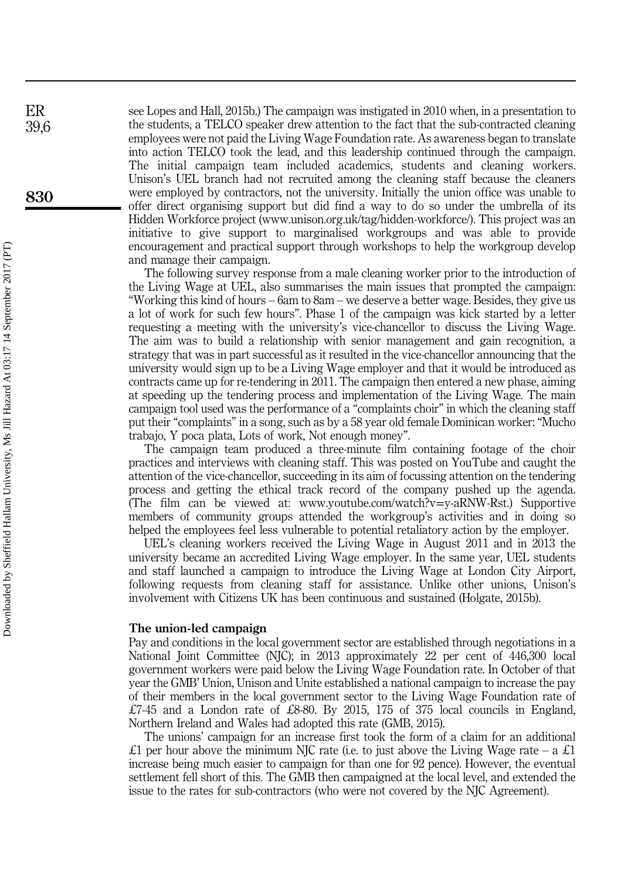see Lopes and Hall, 2015b.) The campaign was instigated in 2010 when, in a presentation to the students, a TELCO speaker drew attention to the fact that the sub-contracted cleaning employees were not paid the Living Wage Foundation rate. As awareness began to translate into action TELCO took the lead, and this leadership continued through the campaign. The initial campaign team included academics, students and cleaning workers. Unison's UEL branch had not recruited among the cleaning staff because the cleaners were employed by contractors, not the university. Initially the union office was unable to offer direct organising support but did find a way to do so under the umbrella of its Hidden Workforce project (www.unison.org.uk/tag/hidden-workforce/). This project was an initiative to give support to marginalised workgroups and was able to provide encouragement and practical support through workshops to help the workgroup develop and manage their campaign.

The following survey response from a male cleaning worker prior to the introduction of the Living Wage at UEL, also summarises the main issues that prompted the campaign: "Working this kind of hours – 6am to 8am – we deserve a better wage. Besides, they give us a lot of work for such few hours". Phase 1 of the campaign was kick started by a letter requesting a meeting with the university's vice-chancellor to discuss the Living Wage. The aim was to build a relationship with senior management and gain recognition, a strategy that was in part successful as it resulted in the vice-chancellor announcing that the university would sign up to be a Living Wage employer and that it would be introduced as contracts came up for re-tendering in 2011. The campaign then entered a new phase, aiming at speeding up the tendering process and implementation of the Living Wage. The main campaign tool used was the performance of a "complaints choir" in which the cleaning staff put their "complaints" in a song, such as by a 58 year old female Dominican worker: "Mucho trabajo, Y poca plata, Lots of work, Not enough money".

The campaign team produced a three-minute film containing footage of the choir practices and interviews with cleaning staff. This was posted on YouTube and caught the attention of the vice-chancellor, succeeding in its aim of focussing attention on the tendering process and getting the ethical track record of the company pushed up the agenda. (The film can be viewed at: www.youtube.com/watch?v=y-aRNW-Rst.) Supportive members of community groups attended the workgroup's activities and in doing so helped the employees feel less vulnerable to potential retaliatory action by the employer.

UEL's cleaning workers received the Living Wage in August 2011 and in 2013 the university became an accredited Living Wage employer. In the same year, UEL students and staff launched a campaign to introduce the Living Wage at London City Airport, following requests from cleaning staff for assistance. Unlike other unions, Unison's involvement with Citizens UK has been continuous and sustained (Holgate, 2015b).

### The union-led campaign

Pay and conditions in the local government sector are established through negotiations in a National Joint Committee (NJC); in 2013 approximately 22 per cent of 446,300 local government workers were paid below the Living Wage Foundation rate. In October of that year the GMB' Union, Unison and Unite established a national campaign to increase the pay of their members in the local government sector to the Living Wage Foundation rate of £7·45 and a London rate of £8·80. By 2015, 175 of 375 local councils in England, Northern Ireland and Wales had adopted this rate (GMB, 2015).

The unions' campaign for an increase first took the form of a claim for an additional £1 per hour above the minimum NJC rate (i.e. to just above the Living Wage rate – a £1 increase being much easier to campaign for than one for 92 pence). However, the eventual settlement fell short of this. The GMB then campaigned at the local level, and extended the issue to the rates for sub-contractors (who were not covered by the NJC Agreement).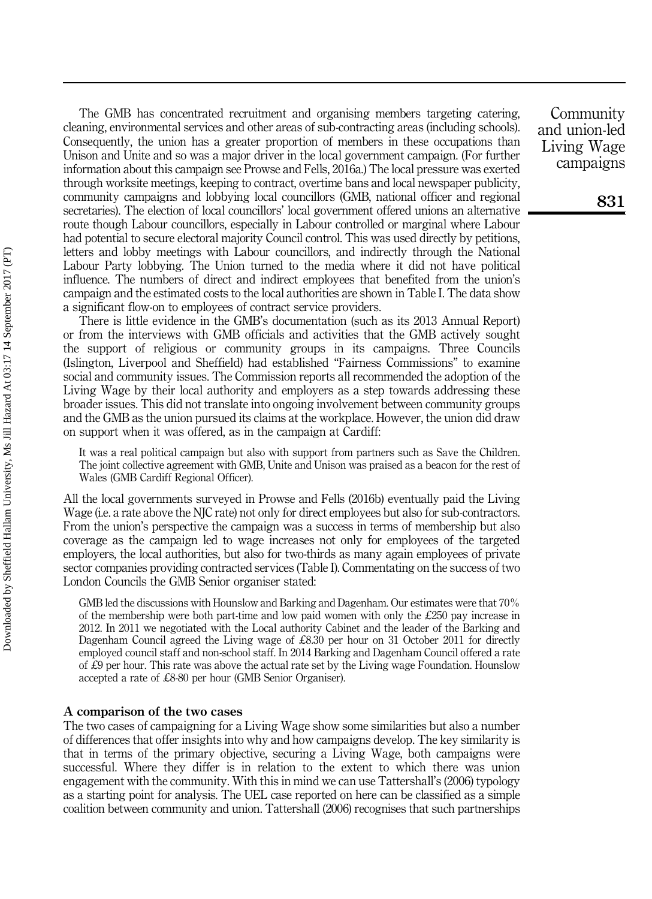The GMB has concentrated recruitment and organising members targeting catering, cleaning, environmental services and other areas of sub-contracting areas (including schools). Consequently, the union has a greater proportion of members in these occupations than Unison and Unite and so was a major driver in the local government campaign. (For further information about this campaign see Prowse and Fells, 2016a.) The local pressure was exerted through worksite meetings, keeping to contract, overtime bans and local newspaper publicity, community campaigns and lobbying local councillors (GMB, national officer and regional secretaries). The election of local councillors' local government offered unions an alternative route though Labour councillors, especially in Labour controlled or marginal where Labour had potential to secure electoral majority Council control. This was used directly by petitions, letters and lobby meetings with Labour councillors, and indirectly through the National Labour Party lobbying. The Union turned to the media where it did not have political influence. The numbers of direct and indirect employees that benefited from the union's campaign and the estimated costs to the local authorities are shown in Table I. The data show a significant flow-on to employees of contract service providers.

There is little evidence in the GMB's documentation (such as its 2013 Annual Report) or from the interviews with GMB officials and activities that the GMB actively sought the support of religious or community groups in its campaigns. Three Councils (Islington, Liverpool and Sheffield) had established "Fairness Commissions" to examine social and community issues. The Commission reports all recommended the adoption of the Living Wage by their local authority and employers as a step towards addressing these broader issues. This did not translate into ongoing involvement between community groups and the GMB as the union pursued its claims at the workplace. However, the union did draw on support when it was offered, as in the campaign at Cardiff:

> It was a real political campaign but also with support from partners such as Save the Children. The joint collective agreement with GMB, Unite and Unison was praised as a beacon for the rest of Wales (GMB Cardiff Regional Officer).

All the local governments surveyed in Prowse and Fells (2016b) eventually paid the Living Wage (i.e. a rate above the NJC rate) not only for direct employees but also for sub-contractors. From the union's perspective the campaign was a success in terms of membership but also coverage as the campaign led to wage increases not only for employees of the targeted employers, the local authorities, but also for two-thirds as many again employees of private sector companies providing contracted services (Table I). Commentating on the success of two London Councils the GMB Senior organiser stated:

> GMB led the discussions with Hounslow and Barking and Dagenham. Our estimates were that 70% of the membership were both part-time and low paid women with only the £250 pay increase in 2012. In 2011 we negotiated with the Local authority Cabinet and the leader of the Barking and Dagenham Council agreed the Living wage of £8.30 per hour on 31 October 2011 for directly employed council staff and non-school staff. In 2014 Barking and Dagenham Council offered a rate of £9 per hour. This rate was above the actual rate set by the Living wage Foundation. Hounslow accepted a rate of £8-80 per hour (GMB Senior Organiser).

### A comparison of the two cases

The two cases of campaigning for a Living Wage show some similarities but also a number of differences that offer insights into why and how campaigns develop. The key similarity is that in terms of the primary objective, securing a Living Wage, both campaigns were successful. Where they differ is in relation to the extent to which there was union engagement with the community. With this in mind we can use Tattershall's (2006) typology as a starting point for analysis. The UEL case reported on here can be classified as a simple coalition between community and union. Tattershall (2006) recognises that such partnerships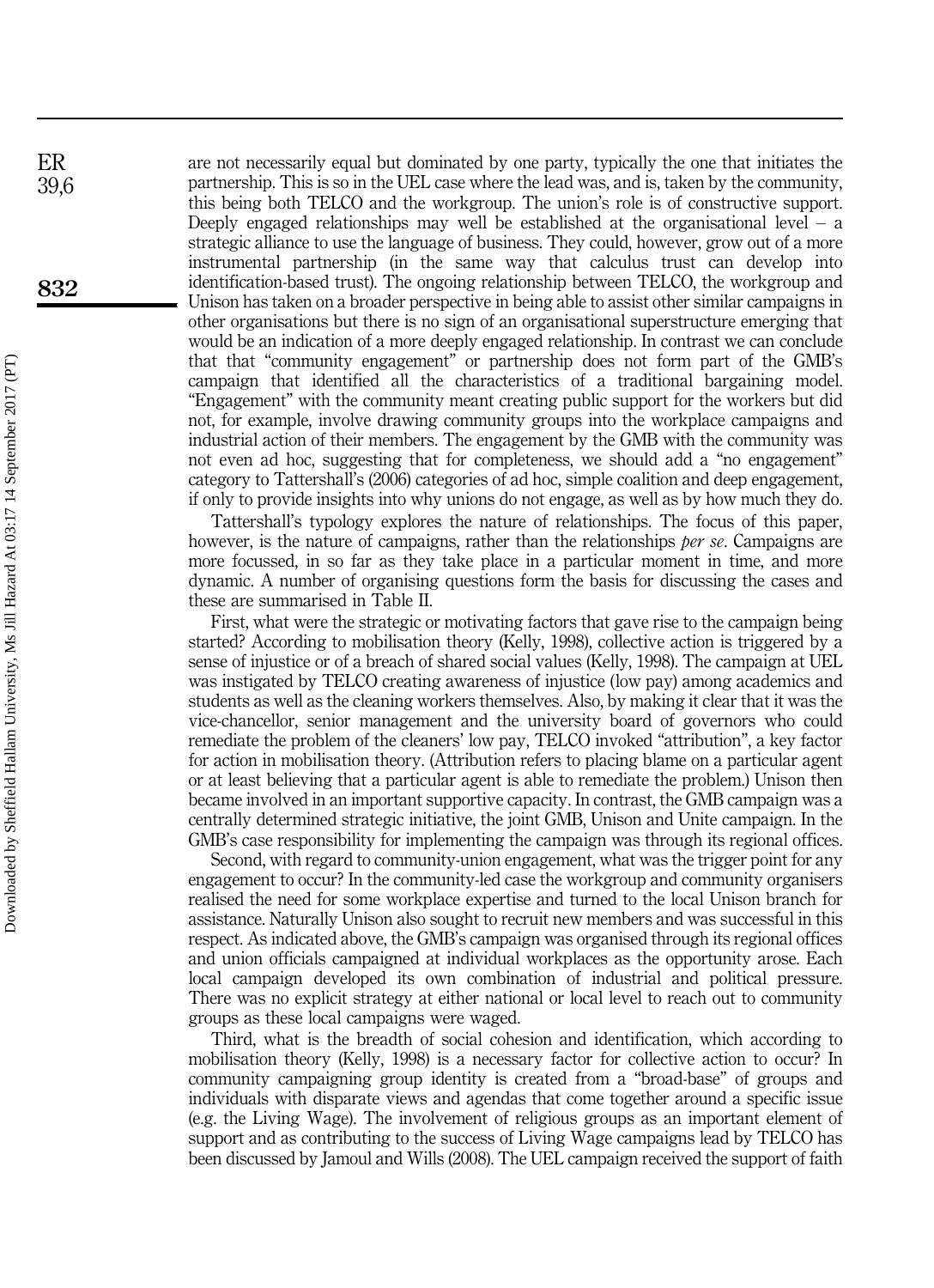are not necessarily equal but dominated by one party, typically the one that initiates the partnership. This is so in the UEL case where the lead was, and is, taken by the community, this being both TELCO and the workgroup. The union's role is of constructive support. Deeply engaged relationships may well be established at the organisational level – a strategic alliance to use the language of business. They could, however, grow out of a more instrumental partnership (in the same way that calculus trust can develop into identification-based trust). The ongoing relationship between TELCO, the workgroup and Unison has taken on a broader perspective in being able to assist other similar campaigns in other organisations but there is no sign of an organisational superstructure emerging that would be an indication of a more deeply engaged relationship. In contrast we can conclude that that "community engagement" or partnership does not form part of the GMB's campaign that identified all the characteristics of a traditional bargaining model. "Engagement" with the community meant creating public support for the workers but did not, for example, involve drawing community groups into the workplace campaigns and industrial action of their members. The engagement by the GMB with the community was not even ad hoc, suggesting that for completeness, we should add a "no engagement" category to Tattershall's (2006) categories of ad hoc, simple coalition and deep engagement, if only to provide insights into why unions do not engage, as well as by how much they do.

Tattershall's typology explores the nature of relationships. The focus of this paper, however, is the nature of campaigns, rather than the relationships *per se*. Campaigns are more focussed, in so far as they take place in a particular moment in time, and more dynamic. A number of organising questions form the basis for discussing the cases and these are summarised in Table II.

First, what were the strategic or motivating factors that gave rise to the campaign being started? According to mobilisation theory (Kelly, 1998), collective action is triggered by a sense of injustice or of a breach of shared social values (Kelly, 1998). The campaign at UEL was instigated by TELCO creating awareness of injustice (low pay) among academics and students as well as the cleaning workers themselves. Also, by making it clear that it was the vice-chancellor, senior management and the university board of governors who could remediate the problem of the cleaners' low pay, TELCO invoked "attribution", a key factor for action in mobilisation theory. (Attribution refers to placing blame on a particular agent or at least believing that a particular agent is able to remediate the problem.) Unison then became involved in an important supportive capacity. In contrast, the GMB campaign was a centrally determined strategic initiative, the joint GMB, Unison and Unite campaign. In the GMB's case responsibility for implementing the campaign was through its regional offices.

Second, with regard to community-union engagement, what was the trigger point for any engagement to occur? In the community-led case the workgroup and community organisers realised the need for some workplace expertise and turned to the local Unison branch for assistance. Naturally Unison also sought to recruit new members and was successful in this respect. As indicated above, the GMB's campaign was organised through its regional offices and union officials campaigned at individual workplaces as the opportunity arose. Each local campaign developed its own combination of industrial and political pressure. There was no explicit strategy at either national or local level to reach out to community groups as these local campaigns were waged.

Third, what is the breadth of social cohesion and identification, which according to mobilisation theory (Kelly, 1998) is a necessary factor for collective action to occur? In community campaigning group identity is created from a "broad-base" of groups and individuals with disparate views and agendas that come together around a specific issue (e.g. the Living Wage). The involvement of religious groups as an important element of support and as contributing to the success of Living Wage campaigns lead by TELCO has been discussed by Jamoul and Wills (2008). The UEL campaign received the support of faith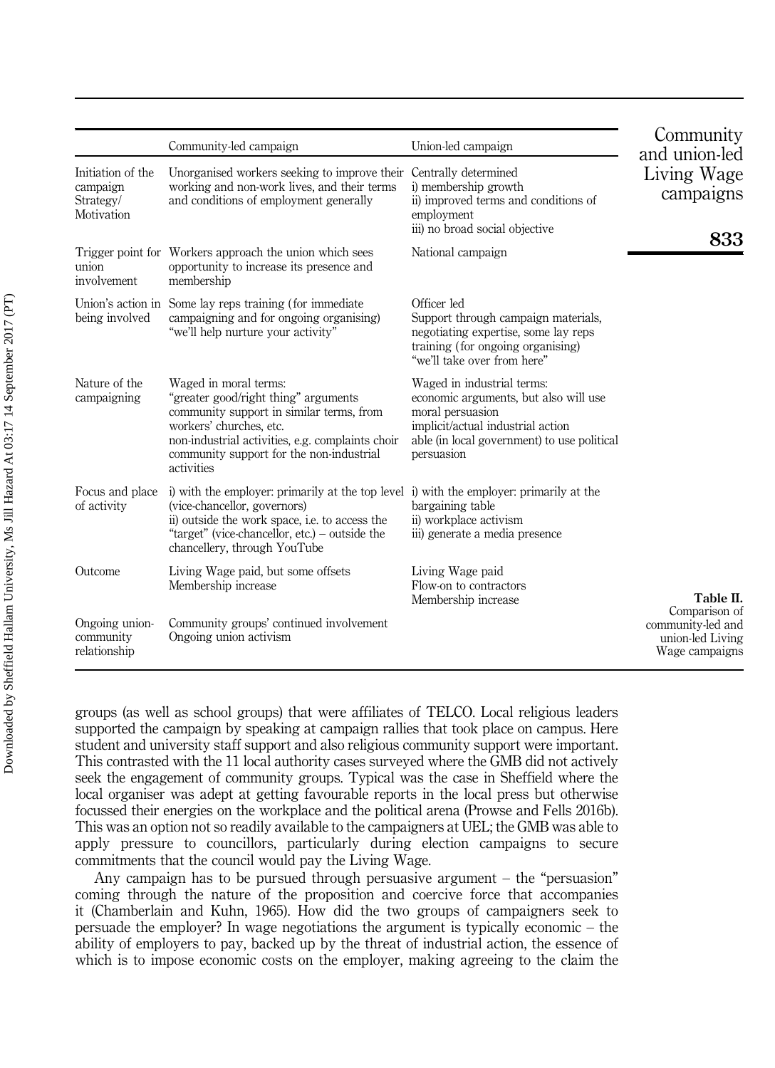| | Community-led campaign | Union-led campaign |
|---|---|---|
| Initiation of the campaign Strategy/ Motivation | Unorganised workers seeking to improve their working and non-work lives, and their terms and conditions of employment generally | Centrally determined<br>i) membership growth<br>ii) improved terms and conditions of employment<br>iii) no broad social objective |
| Trigger point for union involvement | Workers approach the union which sees opportunity to increase its presence and membership | National campaign |
| Union's action in being involved | Some lay reps training (for immediate campaigning and for ongoing organising)<br>"we'll help nurture your activity" | Officer led<br>Support through campaign materials, negotiating expertise, some lay reps training (for ongoing organising)<br>"we'll take over from here" |
| Nature of the campaigning | Waged in moral terms:<br>"greater good/right thing" arguments<br>community support in similar terms, from workers' churches, etc.<br>non-industrial activities, e.g. complaints choir<br>community support for the non-industrial activities | Waged in industrial terms:<br>economic arguments, but also will use moral persuasion<br>implicit/actual industrial action<br>able (in local government) to use political persuasion |
| Focus and place of activity | i) with the employer: primarily at the top level (vice-chancellor, governors)<br>ii) outside the work space, i.e. to access the "target" (vice-chancellor, etc.) – outside the chancellery, through YouTube | i) with the employer: primarily at the bargaining table<br>ii) workplace activism<br>iii) generate a media presence |
| Outcome | Living Wage paid, but some offsets<br>Membership increase | Living Wage paid<br>Flow-on to contractors<br>Membership increase |
| Ongoing union-community relationship | Community groups' continued involvement<br>Ongoing union activism | |

**Table II.** Comparison of community-led and union-led Living Wage campaigns

groups (as well as school groups) that were affiliates of TELCO. Local religious leaders supported the campaign by speaking at campaign rallies that took place on campus. Here student and university staff support and also religious community support were important. This contrasted with the 11 local authority cases surveyed where the GMB did not actively seek the engagement of community groups. Typical was the case in Sheffield where the local organiser was adept at getting favourable reports in the local press but otherwise focussed their energies on the workplace and the political arena (Prowse and Fells 2016b). This was an option not so readily available to the campaigners at UEL; the GMB was able to apply pressure to councillors, particularly during election campaigns to secure commitments that the council would pay the Living Wage.

Any campaign has to be pursued through persuasive argument – the "persuasion" coming through the nature of the proposition and coercive force that accompanies it (Chamberlain and Kuhn, 1965). How did the two groups of campaigners seek to persuade the employer? In wage negotiations the argument is typically economic – the ability of employers to pay, backed up by the threat of industrial action, the essence of which is to impose economic costs on the employer, making agreeing to the claim the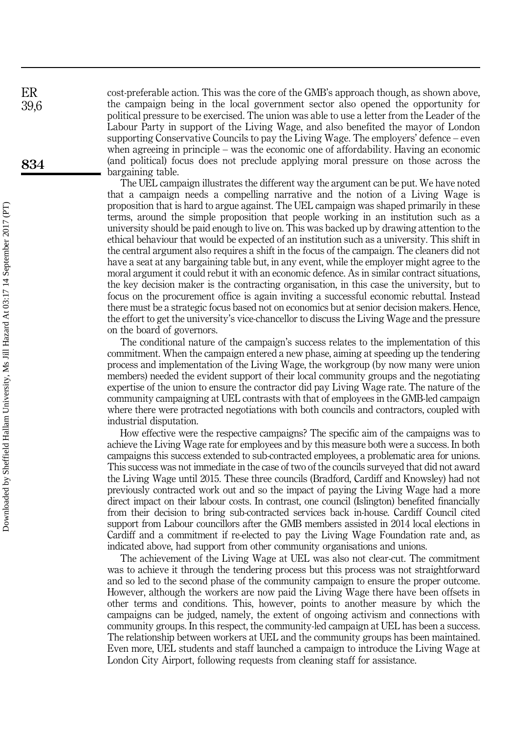cost-preferable action. This was the core of the GMB's approach though, as shown above, the campaign being in the local government sector also opened the opportunity for political pressure to be exercised. The union was able to use a letter from the Leader of the Labour Party in support of the Living Wage, and also benefited the mayor of London supporting Conservative Councils to pay the Living Wage. The employers' defence – even when agreeing in principle – was the economic one of affordability. Having an economic (and political) focus does not preclude applying moral pressure on those across the bargaining table.

The UEL campaign illustrates the different way the argument can be put. We have noted that a campaign needs a compelling narrative and the notion of a Living Wage is proposition that is hard to argue against. The UEL campaign was shaped primarily in these terms, around the simple proposition that people working in an institution such as a university should be paid enough to live on. This was backed up by drawing attention to the ethical behaviour that would be expected of an institution such as a university. This shift in the central argument also requires a shift in the focus of the campaign. The cleaners did not have a seat at any bargaining table but, in any event, while the employer might agree to the moral argument it could rebut it with an economic defence. As in similar contract situations, the key decision maker is the contracting organisation, in this case the university, but to focus on the procurement office is again inviting a successful economic rebuttal. Instead there must be a strategic focus based not on economics but at senior decision makers. Hence, the effort to get the university's vice-chancellor to discuss the Living Wage and the pressure on the board of governors.

The conditional nature of the campaign's success relates to the implementation of this commitment. When the campaign entered a new phase, aiming at speeding up the tendering process and implementation of the Living Wage, the workgroup (by now many were union members) needed the evident support of their local community groups and the negotiating expertise of the union to ensure the contractor did pay Living Wage rate. The nature of the community campaigning at UEL contrasts with that of employees in the GMB-led campaign where there were protracted negotiations with both councils and contractors, coupled with industrial disputation.

How effective were the respective campaigns? The specific aim of the campaigns was to achieve the Living Wage rate for employees and by this measure both were a success. In both campaigns this success extended to sub-contracted employees, a problematic area for unions. This success was not immediate in the case of two of the councils surveyed that did not award the Living Wage until 2015. These three councils (Bradford, Cardiff and Knowsley) had not previously contracted work out and so the impact of paying the Living Wage had a more direct impact on their labour costs. In contrast, one council (Islington) benefited financially from their decision to bring sub-contracted services back in-house. Cardiff Council cited support from Labour councillors after the GMB members assisted in 2014 local elections in Cardiff and a commitment if re-elected to pay the Living Wage Foundation rate and, as indicated above, had support from other community organisations and unions.

The achievement of the Living Wage at UEL was also not clear-cut. The commitment was to achieve it through the tendering process but this process was not straightforward and so led to the second phase of the community campaign to ensure the proper outcome. However, although the workers are now paid the Living Wage there have been offsets in other terms and conditions. This, however, points to another measure by which the campaigns can be judged, namely, the extent of ongoing activism and connections with community groups. In this respect, the community-led campaign at UEL has been a success. The relationship between workers at UEL and the community groups has been maintained. Even more, UEL students and staff launched a campaign to introduce the Living Wage at London City Airport, following requests from cleaning staff for assistance.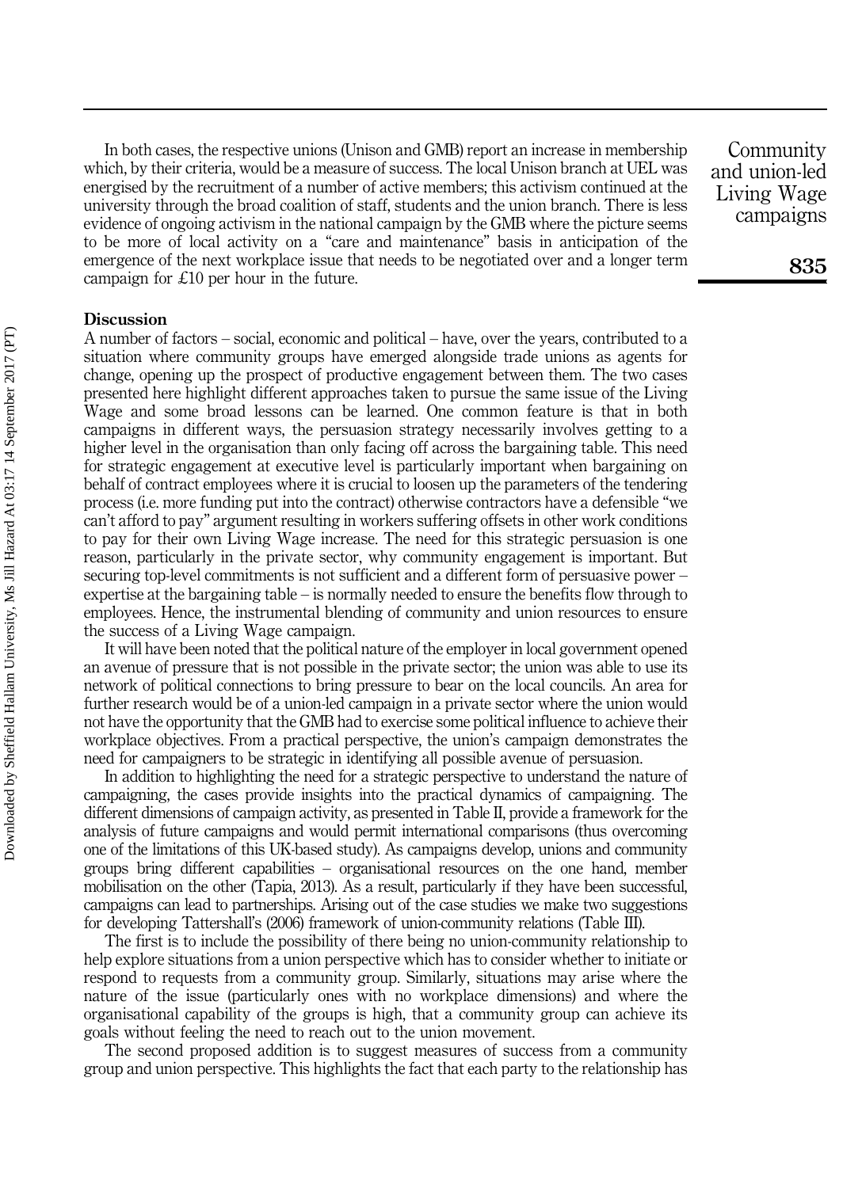In both cases, the respective unions (Unison and GMB) report an increase in membership which, by their criteria, would be a measure of success. The local Unison branch at UEL was energised by the recruitment of a number of active members; this activism continued at the university through the broad coalition of staff, students and the union branch. There is less evidence of ongoing activism in the national campaign by the GMB where the picture seems to be more of local activity on a "care and maintenance" basis in anticipation of the emergence of the next workplace issue that needs to be negotiated over and a longer term campaign for £10 per hour in the future.

## Discussion

A number of factors – social, economic and political – have, over the years, contributed to a situation where community groups have emerged alongside trade unions as agents for change, opening up the prospect of productive engagement between them. The two cases presented here highlight different approaches taken to pursue the same issue of the Living Wage and some broad lessons can be learned. One common feature is that in both campaigns in different ways, the persuasion strategy necessarily involves getting to a higher level in the organisation than only facing off across the bargaining table. This need for strategic engagement at executive level is particularly important when bargaining on behalf of contract employees where it is crucial to loosen up the parameters of the tendering process (i.e. more funding put into the contract) otherwise contractors have a defensible "we can't afford to pay" argument resulting in workers suffering offsets in other work conditions to pay for their own Living Wage increase. The need for this strategic persuasion is one reason, particularly in the private sector, why community engagement is important. But securing top-level commitments is not sufficient and a different form of persuasive power – expertise at the bargaining table – is normally needed to ensure the benefits flow through to employees. Hence, the instrumental blending of community and union resources to ensure the success of a Living Wage campaign.

It will have been noted that the political nature of the employer in local government opened an avenue of pressure that is not possible in the private sector; the union was able to use its network of political connections to bring pressure to bear on the local councils. An area for further research would be of a union-led campaign in a private sector where the union would not have the opportunity that the GMB had to exercise some political influence to achieve their workplace objectives. From a practical perspective, the union's campaign demonstrates the need for campaigners to be strategic in identifying all possible avenue of persuasion.

In addition to highlighting the need for a strategic perspective to understand the nature of campaigning, the cases provide insights into the practical dynamics of campaigning. The different dimensions of campaign activity, as presented in Table II, provide a framework for the analysis of future campaigns and would permit international comparisons (thus overcoming one of the limitations of this UK-based study). As campaigns develop, unions and community groups bring different capabilities – organisational resources on the one hand, member mobilisation on the other (Tapia, 2013). As a result, particularly if they have been successful, campaigns can lead to partnerships. Arising out of the case studies we make two suggestions for developing Tattershall's (2006) framework of union-community relations (Table III).

The first is to include the possibility of there being no union-community relationship to help explore situations from a union perspective which has to consider whether to initiate or respond to requests from a community group. Similarly, situations may arise where the nature of the issue (particularly ones with no workplace dimensions) and where the organisational capability of the groups is high, that a community group can achieve its goals without feeling the need to reach out to the union movement.

The second proposed addition is to suggest measures of success from a community group and union perspective. This highlights the fact that each party to the relationship has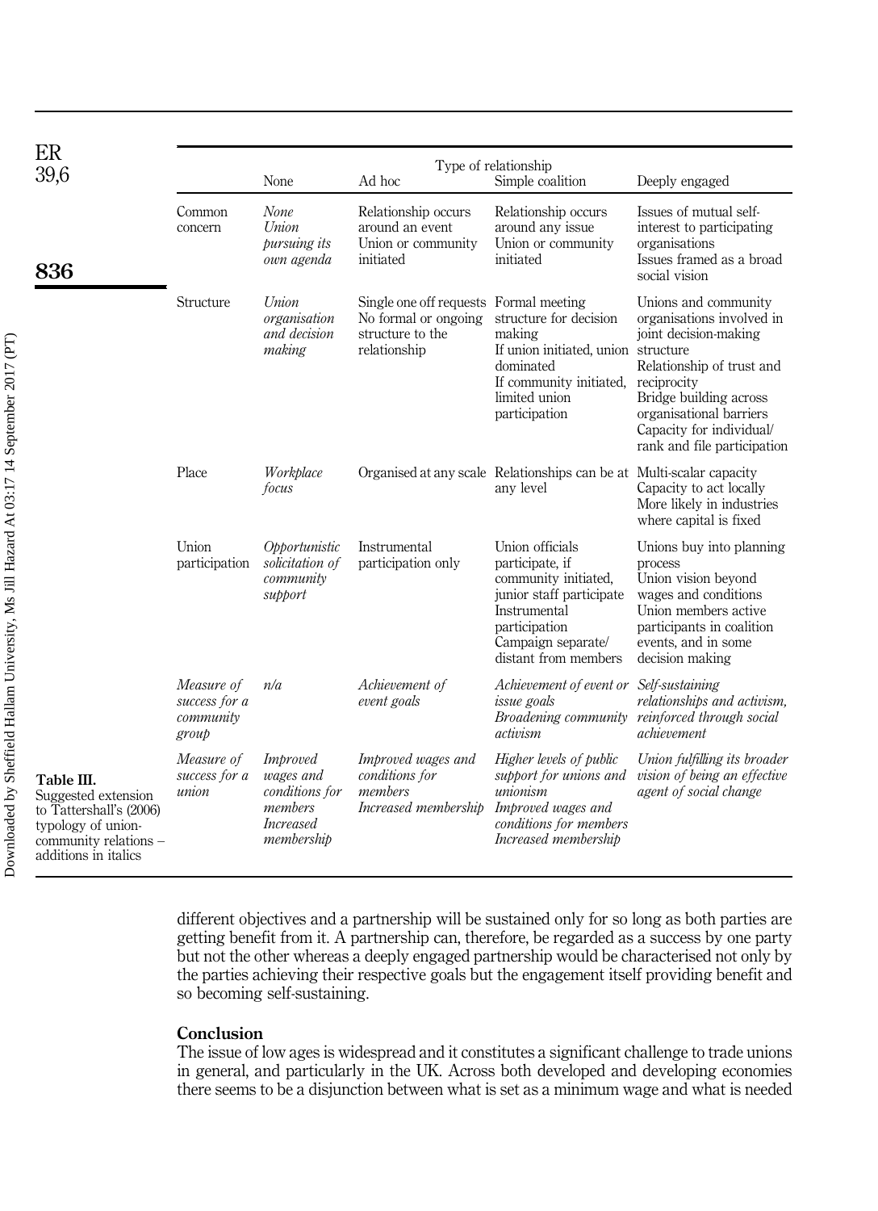Table III. Suggested extension to Tattershall's (2006) typology of union-community relations – additions in italics

| | Type of relationship | | | |
|---|---|---|---|---|
| | None | Ad hoc | Simple coalition | Deeply engaged |
| Common concern | *None* *Union pursuing its own agenda* | Relationship occurs around an event Union or community initiated | Relationship occurs around any issue Union or community initiated | Issues of mutual self-interest to participating organisations Issues framed as a broad social vision |
| Structure | *Union organisation and decision making* | Single one off requests No formal or ongoing structure to the relationship | Formal meeting structure for decision making If union initiated, union dominated If community initiated, limited union participation | Unions and community organisations involved in joint decision-making structure Relationship of trust and reciprocity Bridge building across organisational barriers Capacity for individual/ rank and file participation |
| Place | *Workplace focus* | Organised at any scale | Relationships can be at any level | Multi-scalar capacity Capacity to act locally More likely in industries where capital is fixed |
| Union participation | *Opportunistic solicitation of community support* | Instrumental participation only | Union officials participate, if community initiated, junior staff participate Instrumental participation Campaign separate/ distant from members | Unions buy into planning process Union vision beyond wages and conditions Union members active participants in coalition events, and in some decision making |
| *Measure of success for a community group* | *n/a* | *Achievement of event goals* | *Achievement of event or issue goals* *Broadening community activism* | *Self-sustaining relationships and activism, reinforced through social achievement* |
| *Measure of success for a union* | *Improved wages and conditions for members* *Increased membership* | *Improved wages and conditions for members* *Increased membership* | *Higher levels of public support for unions and unionism* *Improved wages and conditions for members* *Increased membership* | *Union fulfilling its broader vision of being an effective agent of social change* |

different objectives and a partnership will be sustained only for so long as both parties are getting benefit from it. A partnership can, therefore, be regarded as a success by one party but not the other whereas a deeply engaged partnership would be characterised not only by the parties achieving their respective goals but the engagement itself providing benefit and so becoming self-sustaining.

## Conclusion

The issue of low ages is widespread and it constitutes a significant challenge to trade unions in general, and particularly in the UK. Across both developed and developing economies there seems to be a disjunction between what is set as a minimum wage and what is needed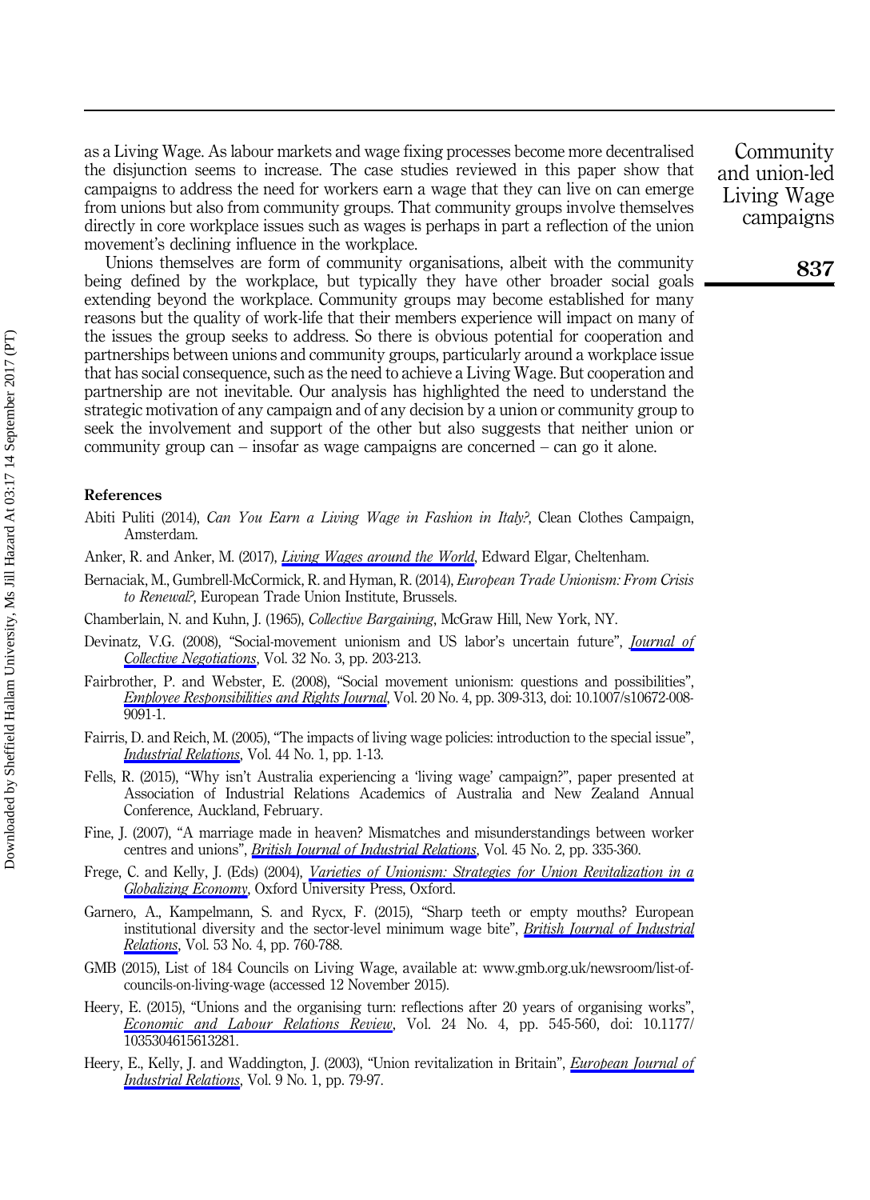as a Living Wage. As labour markets and wage fixing processes become more decentralised the disjunction seems to increase. The case studies reviewed in this paper show that campaigns to address the need for workers earn a wage that they can live on can emerge from unions but also from community groups. That community groups involve themselves directly in core workplace issues such as wages is perhaps in part a reflection of the union movement's declining influence in the workplace.

Unions themselves are form of community organisations, albeit with the community being defined by the workplace, but typically they have other broader social goals extending beyond the workplace. Community groups may become established for many reasons but the quality of work-life that their members experience will impact on many of the issues the group seeks to address. So there is obvious potential for cooperation and partnerships between unions and community groups, particularly around a workplace issue that has social consequence, such as the need to achieve a Living Wage. But cooperation and partnership are not inevitable. Our analysis has highlighted the need to understand the strategic motivation of any campaign and of any decision by a union or community group to seek the involvement and support of the other but also suggests that neither union or community group can – insofar as wage campaigns are concerned – can go it alone.

## References

Abiti Puliti (2014), *Can You Earn a Living Wage in Fashion in Italy?*, Clean Clothes Campaign, Amsterdam.

Anker, R. and Anker, M. (2017), *Living Wages around the World*, Edward Elgar, Cheltenham.

Bernaciak, M., Gumbrell-McCormick, R. and Hyman, R. (2014), *European Trade Unionism: From Crisis to Renewal?*, European Trade Union Institute, Brussels.

Chamberlain, N. and Kuhn, J. (1965), *Collective Bargaining*, McGraw Hill, New York, NY.

Devinatz, V.G. (2008), "Social-movement unionism and US labor's uncertain future", *Journal of Collective Negotiations*, Vol. 32 No. 3, pp. 203-213.

Fairbrother, P. and Webster, E. (2008), "Social movement unionism: questions and possibilities", *Employee Responsibilities and Rights Journal*, Vol. 20 No. 4, pp. 309-313, doi: 10.1007/s10672-008-9091-1.

Fairris, D. and Reich, M. (2005), "The impacts of living wage policies: introduction to the special issue", *Industrial Relations*, Vol. 44 No. 1, pp. 1-13.

Fells, R. (2015), "Why isn't Australia experiencing a 'living wage' campaign?", paper presented at Association of Industrial Relations Academics of Australia and New Zealand Annual Conference, Auckland, February.

Fine, J. (2007), "A marriage made in heaven? Mismatches and misunderstandings between worker centres and unions", *British Journal of Industrial Relations*, Vol. 45 No. 2, pp. 335-360.

Frege, C. and Kelly, J. (Eds) (2004), *Varieties of Unionism: Strategies for Union Revitalization in a Globalizing Economy*, Oxford University Press, Oxford.

Garnero, A., Kampelmann, S. and Rycx, F. (2015), "Sharp teeth or empty mouths? European institutional diversity and the sector-level minimum wage bite", *British Journal of Industrial Relations*, Vol. 53 No. 4, pp. 760-788.

GMB (2015), List of 184 Councils on Living Wage, available at: www.gmb.org.uk/newsroom/list-of-councils-on-living-wage (accessed 12 November 2015).

Heery, E. (2015), "Unions and the organising turn: reflections after 20 years of organising works", *Economic and Labour Relations Review*, Vol. 24 No. 4, pp. 545-560, doi: 10.1177/1035304615613281.

Heery, E., Kelly, J. and Waddington, J. (2003), "Union revitalization in Britain", *European Journal of Industrial Relations*, Vol. 9 No. 1, pp. 79-97.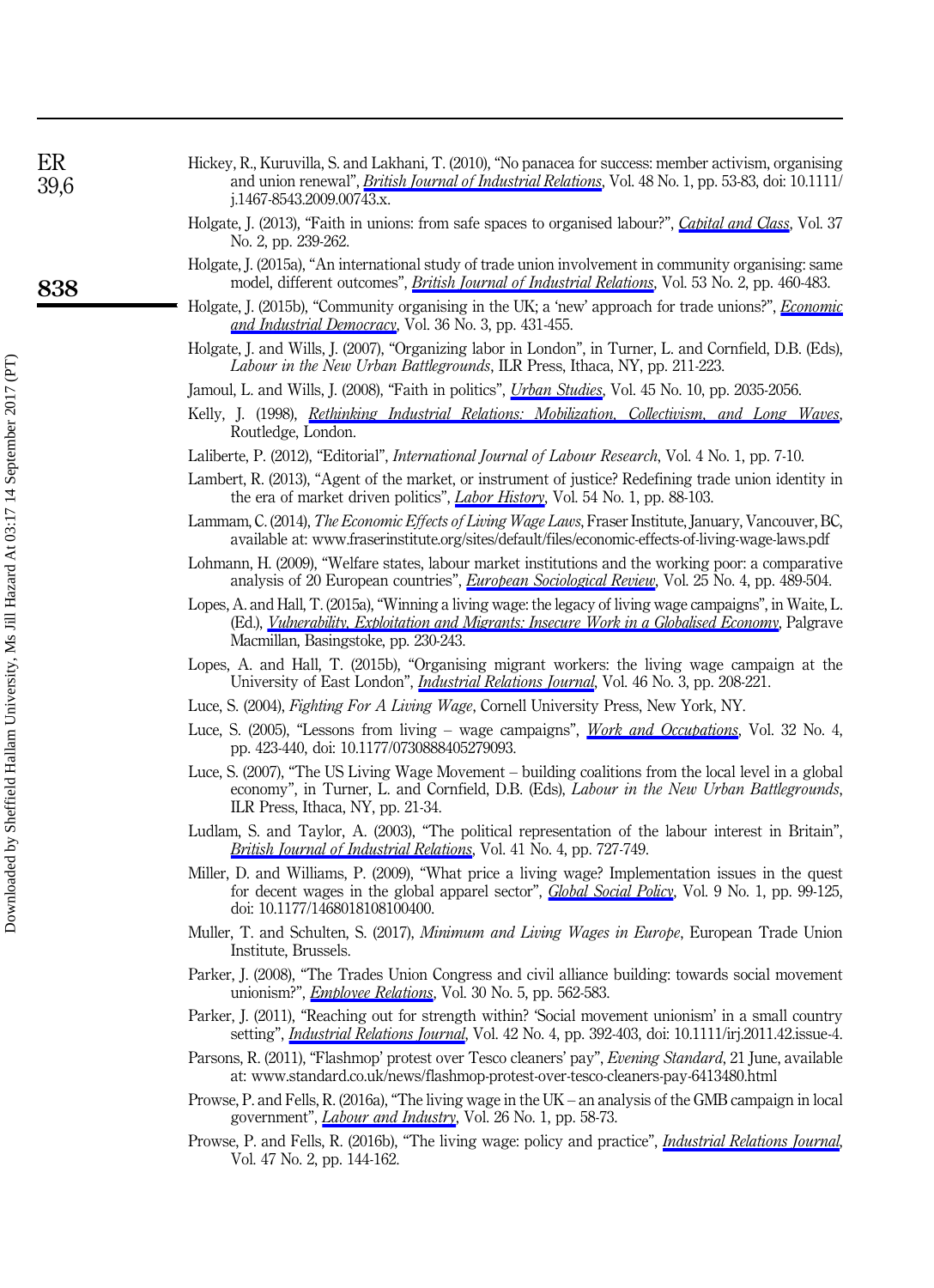Hickey, R., Kuruvilla, S. and Lakhani, T. (2010), "No panacea for success: member activism, organising and union renewal", *British Journal of Industrial Relations*, Vol. 48 No. 1, pp. 53-83, doi: 10.1111/j.1467-8543.2009.00743.x.

Holgate, J. (2013), "Faith in unions: from safe spaces to organised labour?", *Capital and Class*, Vol. 37 No. 2, pp. 239-262.

Holgate, J. (2015a), "An international study of trade union involvement in community organising: same model, different outcomes", *British Journal of Industrial Relations*, Vol. 53 No. 2, pp. 460-483.

Holgate, J. (2015b), "Community organising in the UK; a 'new' approach for trade unions?", *Economic and Industrial Democracy*, Vol. 36 No. 3, pp. 431-455.

Holgate, J. and Wills, J. (2007), "Organizing labor in London", in Turner, L. and Cornfield, D.B. (Eds), *Labour in the New Urban Battlegrounds*, ILR Press, Ithaca, NY, pp. 211-223.

Jamoul, L. and Wills, J. (2008), "Faith in politics", *Urban Studies*, Vol. 45 No. 10, pp. 2035-2056.

Kelly, J. (1998), *Rethinking Industrial Relations: Mobilization, Collectivism, and Long Waves*, Routledge, London.

Laliberte, P. (2012), "Editorial", *International Journal of Labour Research*, Vol. 4 No. 1, pp. 7-10.

Lambert, R. (2013), "Agent of the market, or instrument of justice? Redefining trade union identity in the era of market driven politics", *Labor History*, Vol. 54 No. 1, pp. 88-103.

Lammam, C. (2014), *The Economic Effects of Living Wage Laws*, Fraser Institute, January, Vancouver, BC, available at: www.fraserinstitute.org/sites/default/files/economic-effects-of-living-wage-laws.pdf

Lohmann, H. (2009), "Welfare states, labour market institutions and the working poor: a comparative analysis of 20 European countries", *European Sociological Review*, Vol. 25 No. 4, pp. 489-504.

Lopes, A. and Hall, T. (2015a), "Winning a living wage: the legacy of living wage campaigns", in Waite, L. (Ed.), *Vulnerability, Exploitation and Migrants: Insecure Work in a Globalised Economy*, Palgrave Macmillan, Basingstoke, pp. 230-243.

Lopes, A. and Hall, T. (2015b), "Organising migrant workers: the living wage campaign at the University of East London", *Industrial Relations Journal*, Vol. 46 No. 3, pp. 208-221.

Luce, S. (2004), *Fighting For A Living Wage*, Cornell University Press, New York, NY.

Luce, S. (2005), "Lessons from living – wage campaigns", *Work and Occupations*, Vol. 32 No. 4, pp. 423-440, doi: 10.1177/0730888405279093.

Luce, S. (2007), "The US Living Wage Movement – building coalitions from the local level in a global economy", in Turner, L. and Cornfield, D.B. (Eds), *Labour in the New Urban Battlegrounds*, ILR Press, Ithaca, NY, pp. 21-34.

Ludlam, S. and Taylor, A. (2003), "The political representation of the labour interest in Britain", *British Journal of Industrial Relations*, Vol. 41 No. 4, pp. 727-749.

Miller, D. and Williams, P. (2009), "What price a living wage? Implementation issues in the quest for decent wages in the global apparel sector", *Global Social Policy*, Vol. 9 No. 1, pp. 99-125, doi: 10.1177/1468018108100400.

Muller, T. and Schulten, S. (2017), *Minimum and Living Wages in Europe*, European Trade Union Institute, Brussels.

Parker, J. (2008), "The Trades Union Congress and civil alliance building: towards social movement unionism?", *Employee Relations*, Vol. 30 No. 5, pp. 562-583.

Parker, J. (2011), "Reaching out for strength within? 'Social movement unionism' in a small country setting", *Industrial Relations Journal*, Vol. 42 No. 4, pp. 392-403, doi: 10.1111/irj.2011.42.issue-4.

Parsons, R. (2011), "Flashmop' protest over Tesco cleaners' pay", *Evening Standard*, 21 June, available at: www.standard.co.uk/news/flashmop-protest-over-tesco-cleaners-pay-6413480.html

Prowse, P. and Fells, R. (2016a), "The living wage in the UK – an analysis of the GMB campaign in local government", *Labour and Industry*, Vol. 26 No. 1, pp. 58-73.

Prowse, P. and Fells, R. (2016b), "The living wage: policy and practice", *Industrial Relations Journal*, Vol. 47 No. 2, pp. 144-162.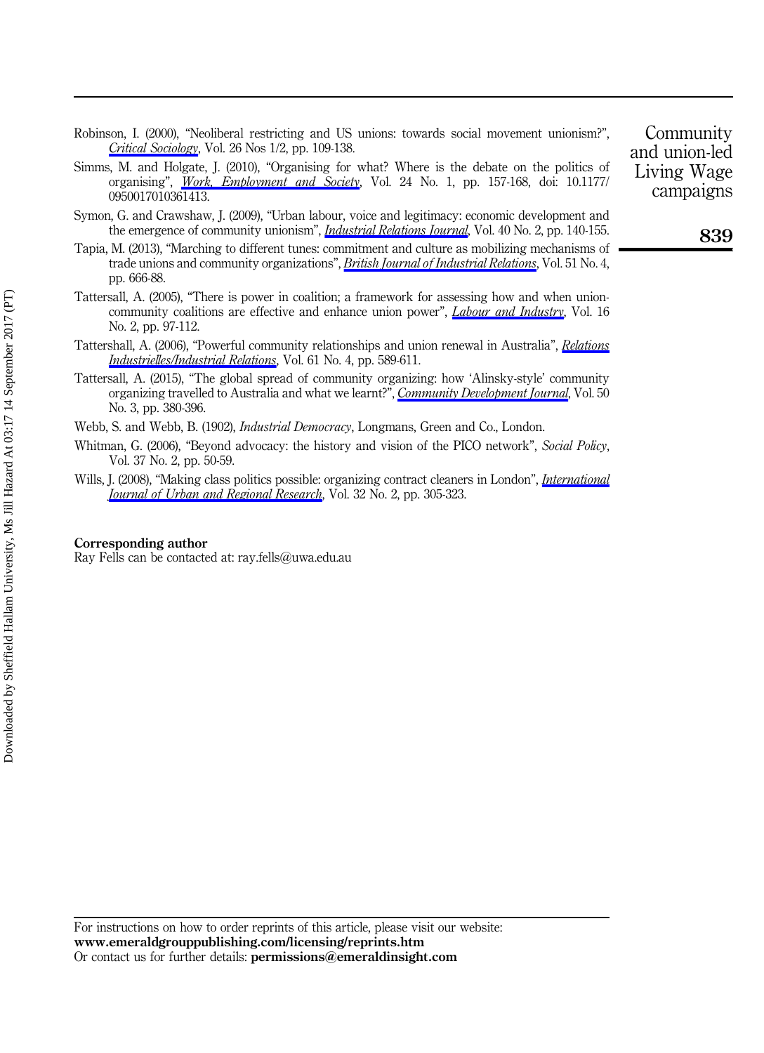Robinson, I. (2000), "Neoliberal restricting and US unions: towards social movement unionism?", *Critical Sociology*, Vol. 26 Nos 1/2, pp. 109-138.

Simms, M. and Holgate, J. (2010), "Organising for what? Where is the debate on the politics of organising", *Work, Employment and Society*, Vol. 24 No. 1, pp. 157-168, doi: 10.1177/0950017010361413.

Symon, G. and Crawshaw, J. (2009), "Urban labour, voice and legitimacy: economic development and the emergence of community unionism", *Industrial Relations Journal*, Vol. 40 No. 2, pp. 140-155.

Tapia, M. (2013), "Marching to different tunes: commitment and culture as mobilizing mechanisms of trade unions and community organizations", *British Journal of Industrial Relations*, Vol. 51 No. 4, pp. 666-88.

Tattersall, A. (2005), "There is power in coalition; a framework for assessing how and when union-community coalitions are effective and enhance union power", *Labour and Industry*, Vol. 16 No. 2, pp. 97-112.

Tattershall, A. (2006), "Powerful community relationships and union renewal in Australia", *Relations Industrielles/Industrial Relations*, Vol. 61 No. 4, pp. 589-611.

Tattersall, A. (2015), "The global spread of community organizing: how 'Alinsky-style' community organizing travelled to Australia and what we learnt?", *Community Development Journal*, Vol. 50 No. 3, pp. 380-396.

Webb, S. and Webb, B. (1902), *Industrial Democracy*, Longmans, Green and Co., London.

Whitman, G. (2006), "Beyond advocacy: the history and vision of the PICO network", *Social Policy*, Vol. 37 No. 2, pp. 50-59.

Wills, J. (2008), "Making class politics possible: organizing contract cleaners in London", *International Journal of Urban and Regional Research*, Vol. 32 No. 2, pp. 305-323.

**Corresponding author**

Ray Fells can be contacted at: ray.fells@uwa.edu.au

For instructions on how to order reprints of this article, please visit our website:
**www.emeraldgrouppublishing.com/licensing/reprints.htm**
Or contact us for further details: **permissions@emeraldinsight.com**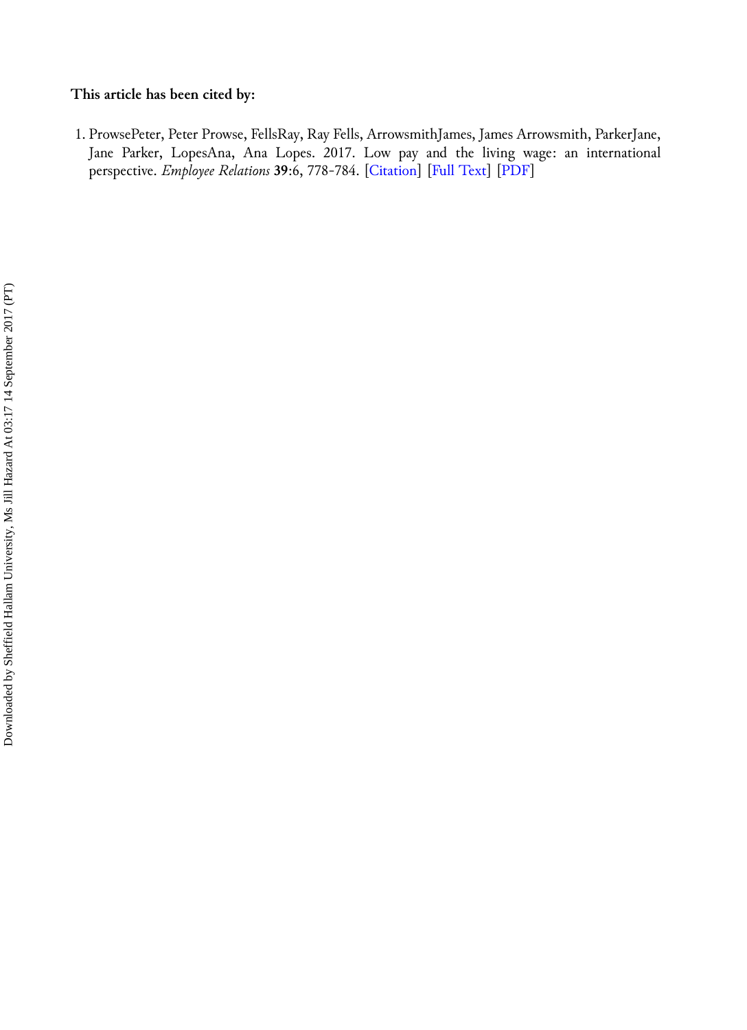**This article has been cited by:**

1. ProwsePeter, Peter Prowse, FellsRay, Ray Fells, ArrowsmithJames, James Arrowsmith, ParkerJane, Jane Parker, LopesAna, Ana Lopes. 2017. Low pay and the living wage: an international perspective. *Employee Relations* **39**:6, 778-784. [Citation] [Full Text] [PDF]